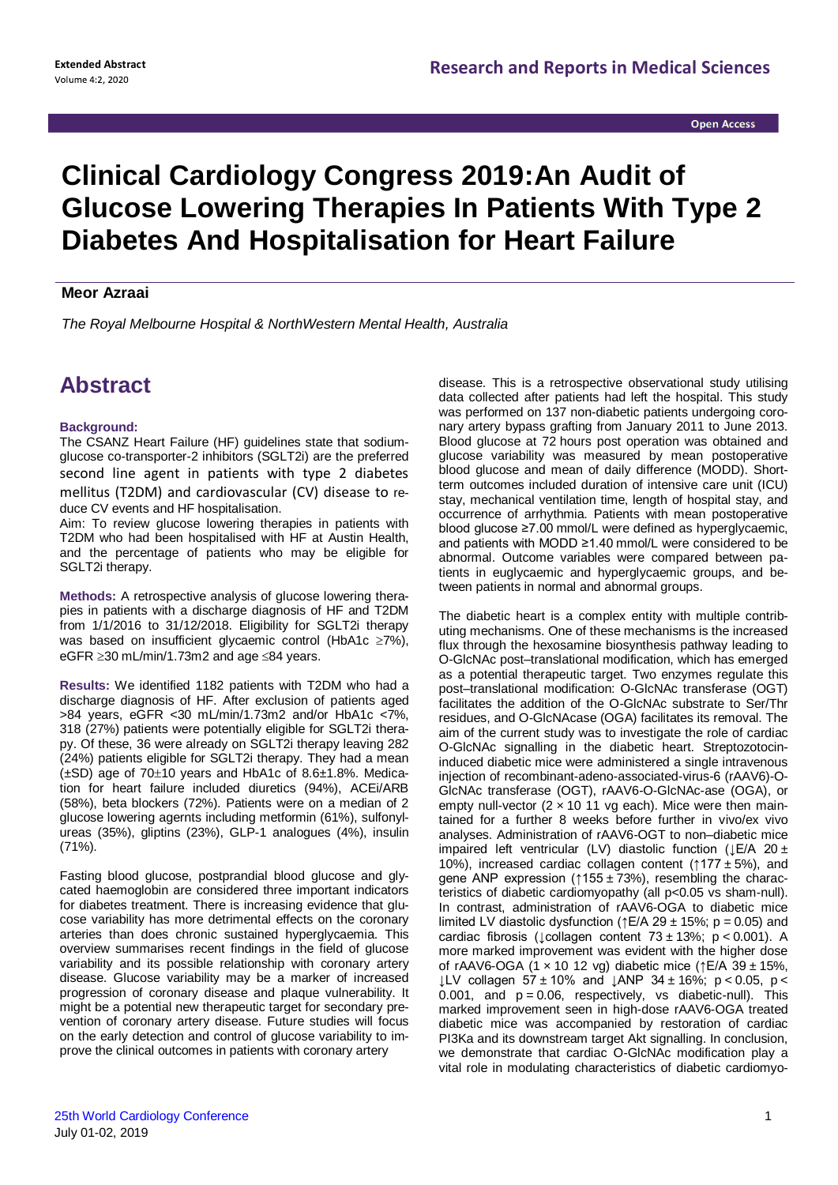# Clinical Cardiology Congress 2019:An Audit of Glucose Lowering Therapies In Patients With Type 2 Diabetes And Hospitalisation for Heart Failure

**Meor Azraai**

*The Royal Melbourne Hospital & NorthWestern Mental Health, Australia*

## Abstract

**Background:**

The CSANZ Heart Failure (HF) guidelines state that sodium-glucose co-transporter-2 inhibitors (SGLT2i) are the preferred second line agent in patients with type 2 diabetes mellitus (T2DM) and cardiovascular (CV) disease to reduce CV events and HF hospitalisation.

Aim: To review glucose lowering therapies in patients with T2DM who had been hospitalised with HF at Austin Health, and the percentage of patients who may be eligible for SGLT2i therapy.

**Methods:** A retrospective analysis of glucose lowering therapies in patients with a discharge diagnosis of HF and T2DM from 1/1/2016 to 31/12/2018. Eligibility for SGLT2i therapy was based on insufficient glycaemic control (HbA1c ≥7%), eGFR ≥30 mL/min/1.73m2 and age ≤84 years.

**Results:** We identified 1182 patients with T2DM who had a discharge diagnosis of HF. After exclusion of patients aged >84 years, eGFR <30 mL/min/1.73m2 and/or HbA1c <7%, 318 (27%) patients were potentially eligible for SGLT2i therapy. Of these, 36 were already on SGLT2i therapy leaving 282 (24%) patients eligible for SGLT2i therapy. They had a mean (±SD) age of 70±10 years and HbA1c of 8.6±1.8%. Medication for heart failure included diuretics (94%), ACEi/ARB (58%), beta blockers (72%). Patients were on a median of 2 glucose lowering agernts including metformin (61%), sulfonylureas (35%), gliptins (23%), GLP-1 analogues (4%), insulin (71%).

Fasting blood glucose, postprandial blood glucose and glycated haemoglobin are considered three important indicators for diabetes treatment. There is increasing evidence that glucose variability has more detrimental effects on the coronary arteries than does chronic sustained hyperglycaemia. This overview summarises recent findings in the field of glucose variability and its possible relationship with coronary artery disease. Glucose variability may be a marker of increased progression of coronary disease and plaque vulnerability. It might be a potential new therapeutic target for secondary prevention of coronary artery disease. Future studies will focus on the early detection and control of glucose variability to improve the clinical outcomes in patients with coronary artery disease. This is a retrospective observational study utilising data collected after patients had left the hospital. This study was performed on 137 non-diabetic patients undergoing coronary artery bypass grafting from January 2011 to June 2013. Blood glucose at 72 hours post operation was obtained and glucose variability was measured by mean postoperative blood glucose and mean of daily difference (MODD). Short-term outcomes included duration of intensive care unit (ICU) stay, mechanical ventilation time, length of hospital stay, and occurrence of arrhythmia. Patients with mean postoperative blood glucose ≥7.00 mmol/L were defined as hyperglycaemic, and patients with MODD ≥1.40 mmol/L were considered to be abnormal. Outcome variables were compared between patients in euglycaemic and hyperglycaemic groups, and between patients in normal and abnormal groups.

The diabetic heart is a complex entity with multiple contributing mechanisms. One of these mechanisms is the increased flux through the hexosamine biosynthesis pathway leading to O-GlcNAc post–translational modification, which has emerged as a potential therapeutic target. Two enzymes regulate this post–translational modification: O-GlcNAc transferase (OGT) facilitates the addition of the O-GlcNAc substrate to Ser/Thr residues, and O-GlcNAcase (OGA) facilitates its removal. The aim of the current study was to investigate the role of cardiac O-GlcNAc signalling in the diabetic heart. Streptozotocin-induced diabetic mice were administered a single intravenous injection of recombinant-adeno-associated-virus-6 (rAAV6)-O-GlcNAc transferase (OGT), rAAV6-O-GlcNAc-ase (OGA), or empty null-vector (2 × 10 11 vg each). Mice were then maintained for a further 8 weeks before further in vivo/ex vivo analyses. Administration of rAAV6-OGT to non–diabetic mice impaired left ventricular (LV) diastolic function (↓E/A 20 ± 10%), increased cardiac collagen content (↑177 ± 5%), and gene ANP expression (↑155 ± 73%), resembling the characteristics of diabetic cardiomyopathy (all $p<0.05$ vs sham-null). In contrast, administration of rAAV6-OGA to diabetic mice limited LV diastolic dysfunction (↑E/A 29 ± 15%; $p = 0.05$) and cardiac fibrosis (↓collagen content 73 ± 13%; $p < 0.001$). A more marked improvement was evident with the higher dose of rAAV6-OGA (1 × 10 12 vg) diabetic mice (↑E/A 39 ± 15%, ↓LV collagen 57 ± 10% and ↓ANP 34 ± 16%; $p < 0.05$, $p < 0.001$, and $p = 0.06$, respectively, vs diabetic-null). This marked improvement seen in high-dose rAAV6-OGA treated diabetic mice was accompanied by restoration of cardiac PI3Ka and its downstream target Akt signalling. In conclusion, we demonstrate that cardiac O-GlcNAc modification play a vital role in modulating characteristics of diabetic cardiomyo-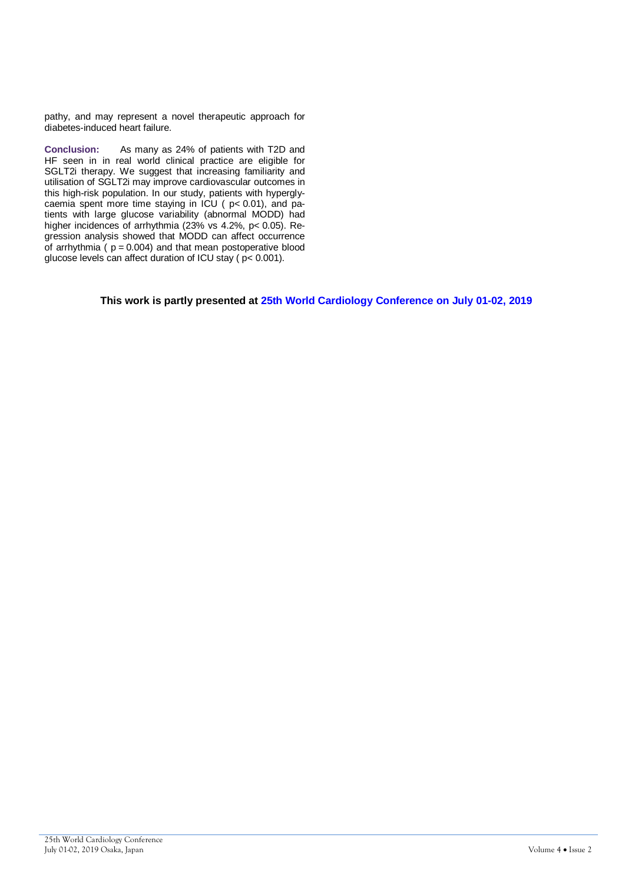pathy, and may represent a novel therapeutic approach for diabetes-induced heart failure.

**Conclusion:** As many as 24% of patients with T2D and HF seen in in real world clinical practice are eligible for SGLT2i therapy. We suggest that increasing familiarity and utilisation of SGLT2i may improve cardiovascular outcomes in this high-risk population. In our study, patients with hyperglycaemia spent more time staying in ICU ( $p < 0.01$), and patients with large glucose variability (abnormal MODD) had higher incidences of arrhythmia (23% vs 4.2%, $p < 0.05$). Regression analysis showed that MODD can affect occurrence of arrhythmia ( $p = 0.004$) and that mean postoperative blood glucose levels can affect duration of ICU stay ( $p < 0.001$).

**This work is partly presented at 25th World Cardiology Conference on July 01-02, 2019**